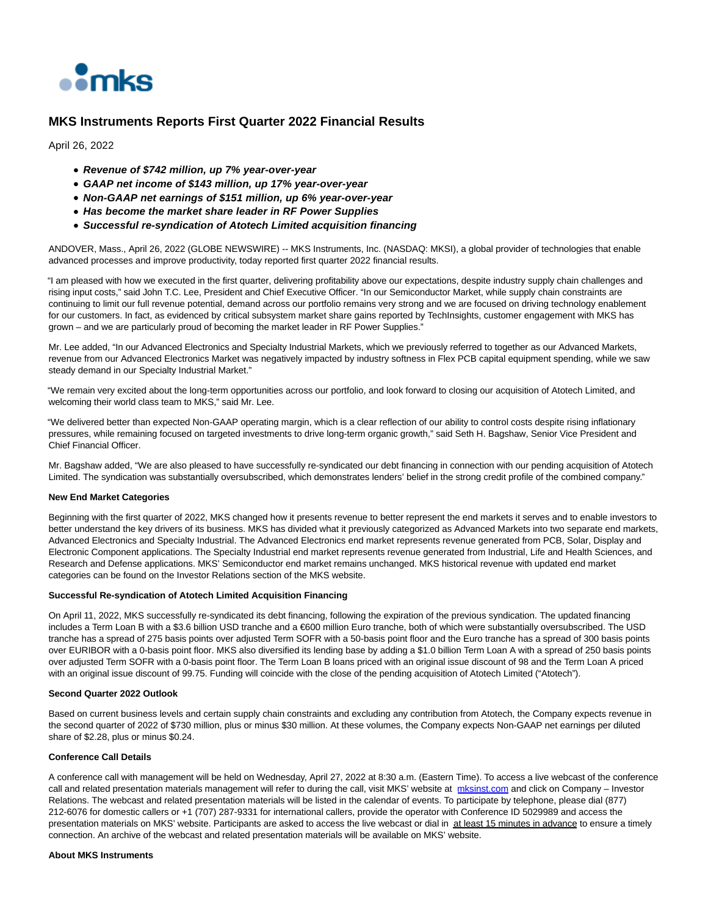# MKS Instruments Reports First Quarter 2022 Financial Results

April 26, 2022

- ***Revenue of $742 million, up 7% year-over-year***
- ***GAAP net income of $143 million, up 17% year-over-year***
- ***Non-GAAP net earnings of $151 million, up 6% year-over-year***
- ***Has become the market share leader in RF Power Supplies***
- ***Successful re-syndication of Atotech Limited acquisition financing***

ANDOVER, Mass., April 26, 2022 (GLOBE NEWSWIRE) -- MKS Instruments, Inc. (NASDAQ: MKSI), a global provider of technologies that enable advanced processes and improve productivity, today reported first quarter 2022 financial results.

"I am pleased with how we executed in the first quarter, delivering profitability above our expectations, despite industry supply chain challenges and rising input costs," said John T.C. Lee, President and Chief Executive Officer. "In our Semiconductor Market, while supply chain constraints are continuing to limit our full revenue potential, demand across our portfolio remains very strong and we are focused on driving technology enablement for our customers. In fact, as evidenced by critical subsystem market share gains reported by TechInsights, customer engagement with MKS has grown – and we are particularly proud of becoming the market leader in RF Power Supplies."

Mr. Lee added, "In our Advanced Electronics and Specialty Industrial Markets, which we previously referred to together as our Advanced Markets, revenue from our Advanced Electronics Market was negatively impacted by industry softness in Flex PCB capital equipment spending, while we saw steady demand in our Specialty Industrial Market."

"We remain very excited about the long-term opportunities across our portfolio, and look forward to closing our acquisition of Atotech Limited, and welcoming their world class team to MKS," said Mr. Lee.

"We delivered better than expected Non-GAAP operating margin, which is a clear reflection of our ability to control costs despite rising inflationary pressures, while remaining focused on targeted investments to drive long-term organic growth," said Seth H. Bagshaw, Senior Vice President and Chief Financial Officer.

Mr. Bagshaw added, "We are also pleased to have successfully re-syndicated our debt financing in connection with our pending acquisition of Atotech Limited. The syndication was substantially oversubscribed, which demonstrates lenders' belief in the strong credit profile of the combined company."

**New End Market Categories**

Beginning with the first quarter of 2022, MKS changed how it presents revenue to better represent the end markets it serves and to enable investors to better understand the key drivers of its business. MKS has divided what it previously categorized as Advanced Markets into two separate end markets, Advanced Electronics and Specialty Industrial. The Advanced Electronics end market represents revenue generated from PCB, Solar, Display and Electronic Component applications. The Specialty Industrial end market represents revenue generated from Industrial, Life and Health Sciences, and Research and Defense applications. MKS' Semiconductor end market remains unchanged. MKS historical revenue with updated end market categories can be found on the Investor Relations section of the MKS website.

**Successful Re-syndication of Atotech Limited Acquisition Financing**

On April 11, 2022, MKS successfully re-syndicated its debt financing, following the expiration of the previous syndication. The updated financing includes a Term Loan B with a $3.6 billion USD tranche and a €600 million Euro tranche, both of which were substantially oversubscribed. The USD tranche has a spread of 275 basis points over adjusted Term SOFR with a 50-basis point floor and the Euro tranche has a spread of 300 basis points over EURIBOR with a 0-basis point floor. MKS also diversified its lending base by adding a $1.0 billion Term Loan A with a spread of 250 basis points over adjusted Term SOFR with a 0-basis point floor. The Term Loan B loans priced with an original issue discount of 98 and the Term Loan A priced with an original issue discount of 99.75. Funding will coincide with the close of the pending acquisition of Atotech Limited ("Atotech").

**Second Quarter 2022 Outlook**

Based on current business levels and certain supply chain constraints and excluding any contribution from Atotech, the Company expects revenue in the second quarter of 2022 of $730 million, plus or minus $30 million. At these volumes, the Company expects Non-GAAP net earnings per diluted share of $2.28, plus or minus $0.24.

**Conference Call Details**

A conference call with management will be held on Wednesday, April 27, 2022 at 8:30 a.m. (Eastern Time). To access a live webcast of the conference call and related presentation materials management will refer to during the call, visit MKS' website at mksinst.com and click on Company – Investor Relations. The webcast and related presentation materials will be listed in the calendar of events. To participate by telephone, please dial (877) 212-6076 for domestic callers or +1 (707) 287-9331 for international callers, provide the operator with Conference ID 5029989 and access the presentation materials on MKS' website. Participants are asked to access the live webcast or dial in at least 15 minutes in advance to ensure a timely connection. An archive of the webcast and related presentation materials will be available on MKS' website.

**About MKS Instruments**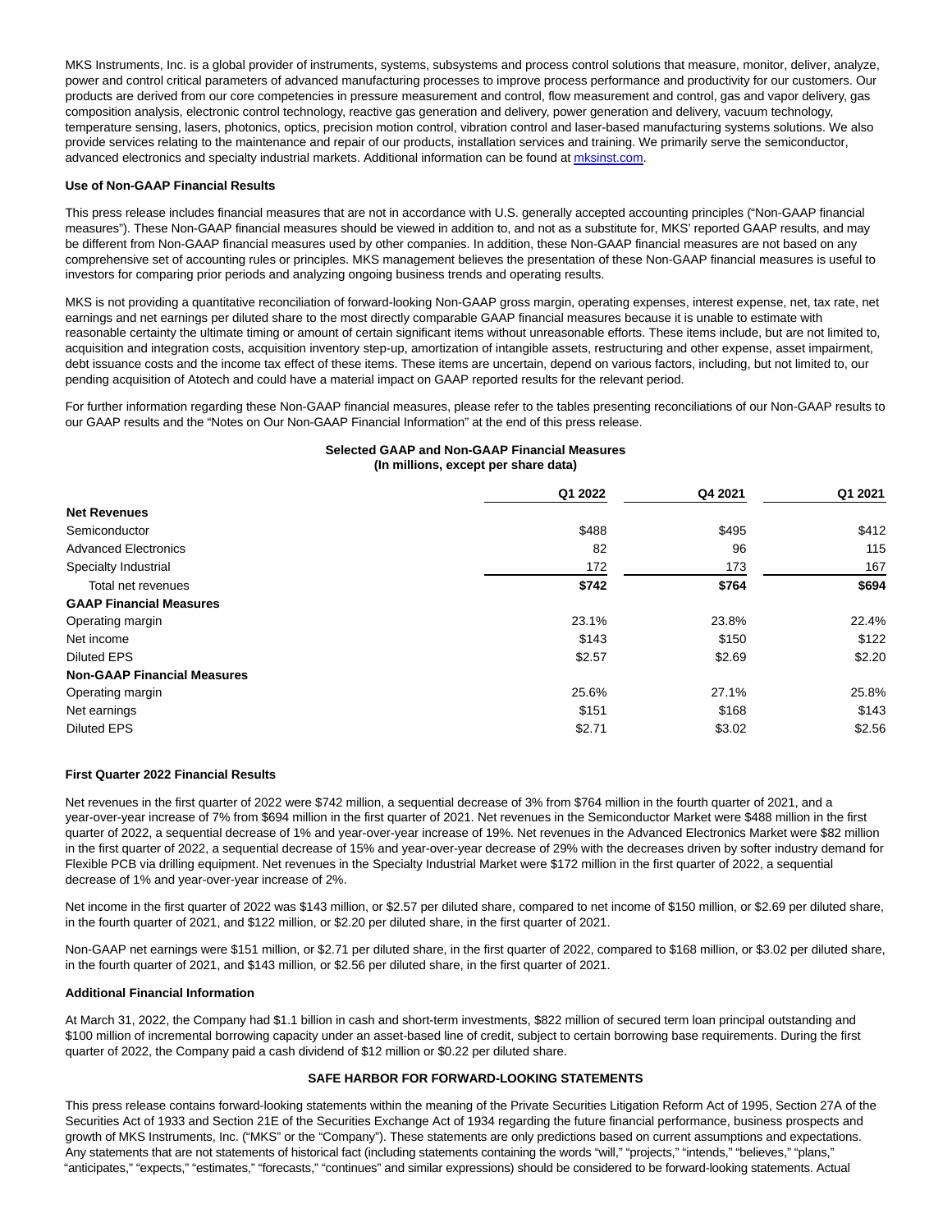MKS Instruments, Inc. is a global provider of instruments, systems, subsystems and process control solutions that measure, monitor, deliver, analyze, power and control critical parameters of advanced manufacturing processes to improve process performance and productivity for our customers. Our products are derived from our core competencies in pressure measurement and control, flow measurement and control, gas and vapor delivery, gas composition analysis, electronic control technology, reactive gas generation and delivery, power generation and delivery, vacuum technology, temperature sensing, lasers, photonics, optics, precision motion control, vibration control and laser-based manufacturing systems solutions. We also provide services relating to the maintenance and repair of our products, installation services and training. We primarily serve the semiconductor, advanced electronics and specialty industrial markets. Additional information can be found at mksinst.com.

**Use of Non-GAAP Financial Results**

This press release includes financial measures that are not in accordance with U.S. generally accepted accounting principles ("Non-GAAP financial measures"). These Non-GAAP financial measures should be viewed in addition to, and not as a substitute for, MKS' reported GAAP results, and may be different from Non-GAAP financial measures used by other companies. In addition, these Non-GAAP financial measures are not based on any comprehensive set of accounting rules or principles. MKS management believes the presentation of these Non-GAAP financial measures is useful to investors for comparing prior periods and analyzing ongoing business trends and operating results.

MKS is not providing a quantitative reconciliation of forward-looking Non-GAAP gross margin, operating expenses, interest expense, net, tax rate, net earnings and net earnings per diluted share to the most directly comparable GAAP financial measures because it is unable to estimate with reasonable certainty the ultimate timing or amount of certain significant items without unreasonable efforts. These items include, but are not limited to, acquisition and integration costs, acquisition inventory step-up, amortization of intangible assets, restructuring and other expense, asset impairment, debt issuance costs and the income tax effect of these items. These items are uncertain, depend on various factors, including, but not limited to, our pending acquisition of Atotech and could have a material impact on GAAP reported results for the relevant period.

For further information regarding these Non-GAAP financial measures, please refer to the tables presenting reconciliations of our Non-GAAP results to our GAAP results and the "Notes on Our Non-GAAP Financial Information" at the end of this press release.

**Selected GAAP and Non-GAAP Financial Measures**
**(In millions, except per share data)**

| | Q1 2022 | Q4 2021 | Q1 2021 |
|---|---|---|---|
| **Net Revenues** | | | |
| Semiconductor | $488 | $495 | $412 |
| Advanced Electronics | 82 | 96 | 115 |
| Specialty Industrial | 172 | 173 | 167 |
| Total net revenues | **$742** | **$764** | **$694** |
| **GAAP Financial Measures** | | | |
| Operating margin | 23.1% | 23.8% | 22.4% |
| Net income | $143 | $150 | $122 |
| Diluted EPS | $2.57 | $2.69 | $2.20 |
| **Non-GAAP Financial Measures** | | | |
| Operating margin | 25.6% | 27.1% | 25.8% |
| Net earnings | $151 | $168 | $143 |
| Diluted EPS | $2.71 | $3.02 | $2.56 |

**First Quarter 2022 Financial Results**

Net revenues in the first quarter of 2022 were $742 million, a sequential decrease of 3% from $764 million in the fourth quarter of 2021, and a year-over-year increase of 7% from $694 million in the first quarter of 2021. Net revenues in the Semiconductor Market were $488 million in the first quarter of 2022, a sequential decrease of 1% and year-over-year increase of 19%. Net revenues in the Advanced Electronics Market were $82 million in the first quarter of 2022, a sequential decrease of 15% and year-over-year decrease of 29% with the decreases driven by softer industry demand for Flexible PCB via drilling equipment. Net revenues in the Specialty Industrial Market were $172 million in the first quarter of 2022, a sequential decrease of 1% and year-over-year increase of 2%.

Net income in the first quarter of 2022 was $143 million, or $2.57 per diluted share, compared to net income of $150 million, or $2.69 per diluted share, in the fourth quarter of 2021, and $122 million, or $2.20 per diluted share, in the first quarter of 2021.

Non-GAAP net earnings were $151 million, or $2.71 per diluted share, in the first quarter of 2022, compared to $168 million, or $3.02 per diluted share, in the fourth quarter of 2021, and $143 million, or $2.56 per diluted share, in the first quarter of 2021.

**Additional Financial Information**

At March 31, 2022, the Company had $1.1 billion in cash and short-term investments, $822 million of secured term loan principal outstanding and $100 million of incremental borrowing capacity under an asset-based line of credit, subject to certain borrowing base requirements. During the first quarter of 2022, the Company paid a cash dividend of $12 million or $0.22 per diluted share.

**SAFE HARBOR FOR FORWARD-LOOKING STATEMENTS**

This press release contains forward-looking statements within the meaning of the Private Securities Litigation Reform Act of 1995, Section 27A of the Securities Act of 1933 and Section 21E of the Securities Exchange Act of 1934 regarding the future financial performance, business prospects and growth of MKS Instruments, Inc. ("MKS" or the "Company"). These statements are only predictions based on current assumptions and expectations. Any statements that are not statements of historical fact (including statements containing the words "will," "projects," "intends," "believes," "plans," "anticipates," "expects," "estimates," "forecasts," "continues" and similar expressions) should be considered to be forward-looking statements. Actual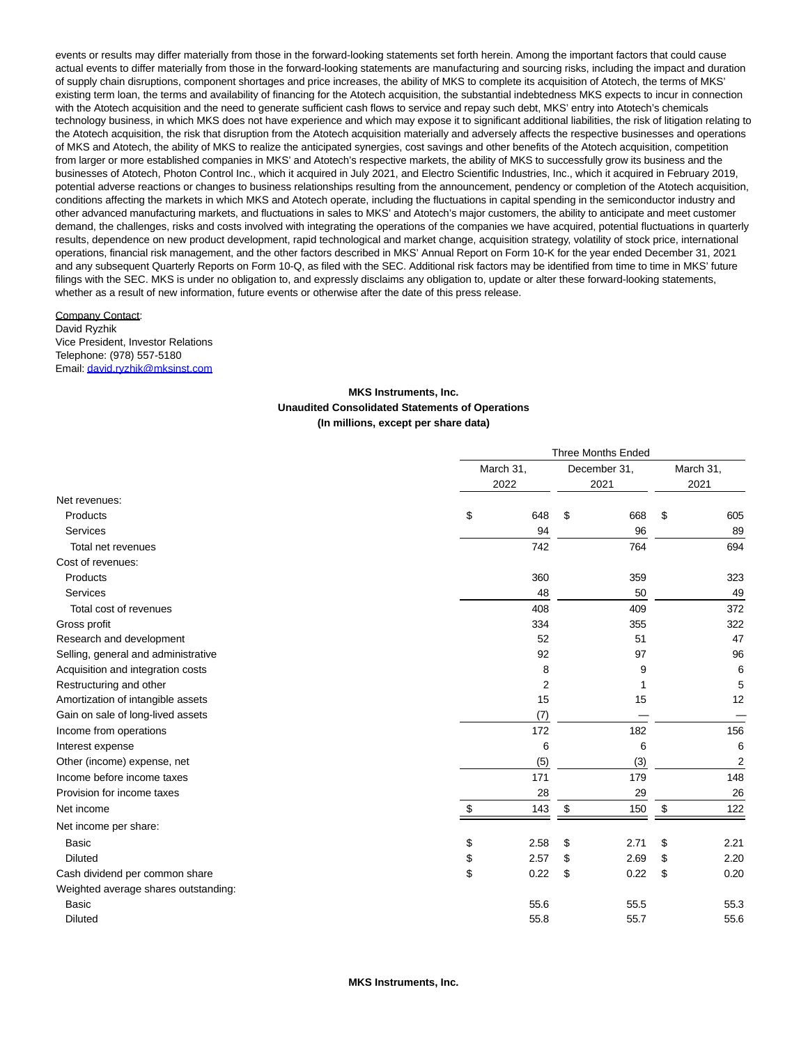events or results may differ materially from those in the forward-looking statements set forth herein. Among the important factors that could cause actual events to differ materially from those in the forward-looking statements are manufacturing and sourcing risks, including the impact and duration of supply chain disruptions, component shortages and price increases, the ability of MKS to complete its acquisition of Atotech, the terms of MKS' existing term loan, the terms and availability of financing for the Atotech acquisition, the substantial indebtedness MKS expects to incur in connection with the Atotech acquisition and the need to generate sufficient cash flows to service and repay such debt, MKS' entry into Atotech's chemicals technology business, in which MKS does not have experience and which may expose it to significant additional liabilities, the risk of litigation relating to the Atotech acquisition, the risk that disruption from the Atotech acquisition materially and adversely affects the respective businesses and operations of MKS and Atotech, the ability of MKS to realize the anticipated synergies, cost savings and other benefits of the Atotech acquisition, competition from larger or more established companies in MKS' and Atotech's respective markets, the ability of MKS to successfully grow its business and the businesses of Atotech, Photon Control Inc., which it acquired in July 2021, and Electro Scientific Industries, Inc., which it acquired in February 2019, potential adverse reactions or changes to business relationships resulting from the announcement, pendency or completion of the Atotech acquisition, conditions affecting the markets in which MKS and Atotech operate, including the fluctuations in capital spending in the semiconductor industry and other advanced manufacturing markets, and fluctuations in sales to MKS' and Atotech's major customers, the ability to anticipate and meet customer demand, the challenges, risks and costs involved with integrating the operations of the companies we have acquired, potential fluctuations in quarterly results, dependence on new product development, rapid technological and market change, acquisition strategy, volatility of stock price, international operations, financial risk management, and the other factors described in MKS' Annual Report on Form 10-K for the year ended December 31, 2021 and any subsequent Quarterly Reports on Form 10-Q, as filed with the SEC. Additional risk factors may be identified from time to time in MKS' future filings with the SEC. MKS is under no obligation to, and expressly disclaims any obligation to, update or alter these forward-looking statements, whether as a result of new information, future events or otherwise after the date of this press release.

Company Contact:
David Ryzhik
Vice President, Investor Relations
Telephone: (978) 557-5180
Email: david.ryzhik@mksinst.com

**MKS Instruments, Inc.**
**Unaudited Consolidated Statements of Operations**
**(In millions, except per share data)**

| | Three Months Ended | | |
|---|---|---|---|
| | March 31, 2022 | December 31, 2021 | March 31, 2021 |
| Net revenues: | | | |
| Products | $ 648 | $ 668 | $ 605 |
| Services | 94 | 96 | 89 |
| Total net revenues | 742 | 764 | 694 |
| Cost of revenues: | | | |
| Products | 360 | 359 | 323 |
| Services | 48 | 50 | 49 |
| Total cost of revenues | 408 | 409 | 372 |
| Gross profit | 334 | 355 | 322 |
| Research and development | 52 | 51 | 47 |
| Selling, general and administrative | 92 | 97 | 96 |
| Acquisition and integration costs | 8 | 9 | 6 |
| Restructuring and other | 2 | 1 | 5 |
| Amortization of intangible assets | 15 | 15 | 12 |
| Gain on sale of long-lived assets | (7) | — | — |
| Income from operations | 172 | 182 | 156 |
| Interest expense | 6 | 6 | 6 |
| Other (income) expense, net | (5) | (3) | 2 |
| Income before income taxes | 171 | 179 | 148 |
| Provision for income taxes | 28 | 29 | 26 |
| Net income | $ 143 | $ 150 | $ 122 |
| Net income per share: | | | |
| Basic | $ 2.58 | $ 2.71 | $ 2.21 |
| Diluted | $ 2.57 | $ 2.69 | $ 2.20 |
| Cash dividend per common share | $ 0.22 | $ 0.22 | $ 0.20 |
| Weighted average shares outstanding: | | | |
| Basic | 55.6 | 55.5 | 55.3 |
| Diluted | 55.8 | 55.7 | 55.6 |

**MKS Instruments, Inc.**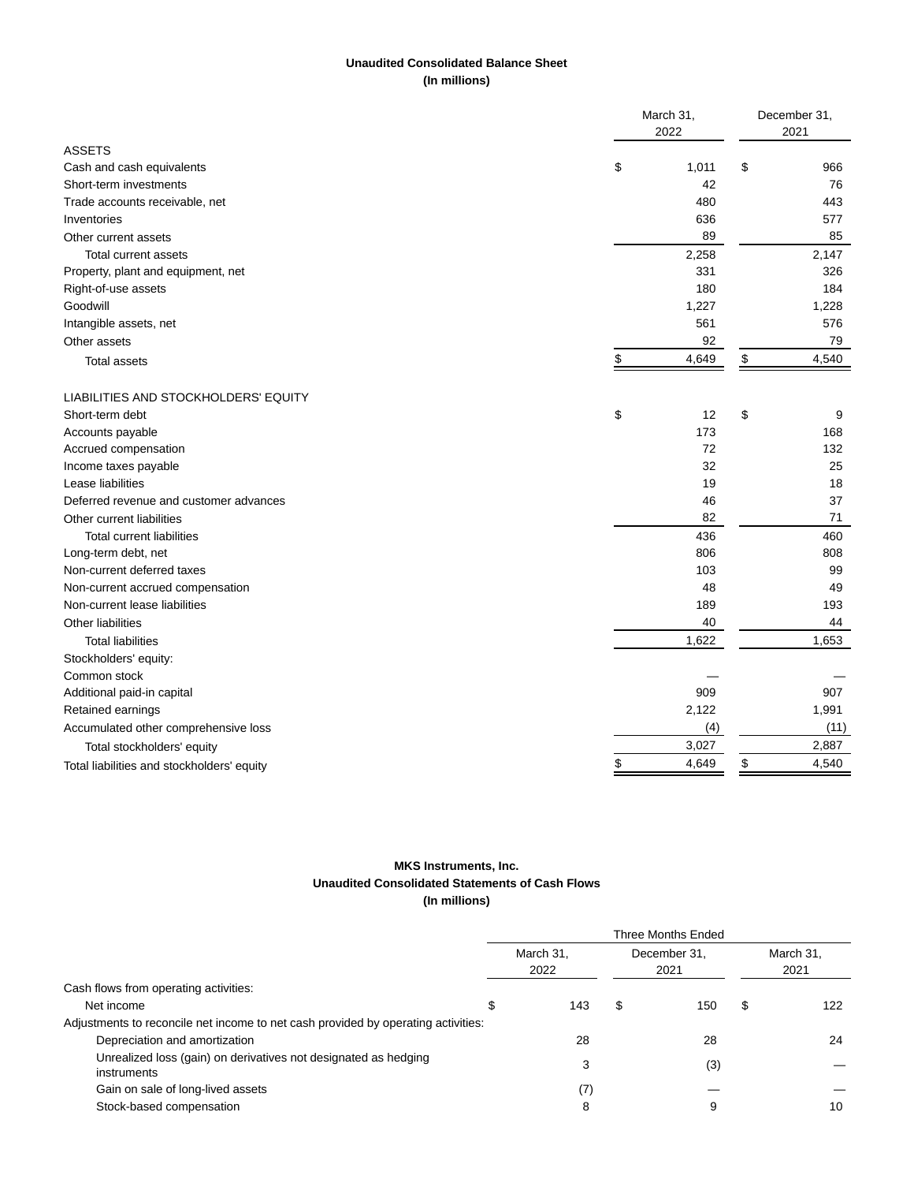**Unaudited Consolidated Balance Sheet**
**(In millions)**

| | March 31, 2022 | December 31, 2021 |
|---|---|---|
| ASSETS | | |
| Cash and cash equivalents | $ 1,011 | $ 966 |
| Short-term investments | 42 | 76 |
| Trade accounts receivable, net | 480 | 443 |
| Inventories | 636 | 577 |
| Other current assets | 89 | 85 |
| Total current assets | 2,258 | 2,147 |
| Property, plant and equipment, net | 331 | 326 |
| Right-of-use assets | 180 | 184 |
| Goodwill | 1,227 | 1,228 |
| Intangible assets, net | 561 | 576 |
| Other assets | 92 | 79 |
| Total assets | $ 4,649 | $ 4,540 |
| LIABILITIES AND STOCKHOLDERS' EQUITY | | |
| Short-term debt | $ 12 | $ 9 |
| Accounts payable | 173 | 168 |
| Accrued compensation | 72 | 132 |
| Income taxes payable | 32 | 25 |
| Lease liabilities | 19 | 18 |
| Deferred revenue and customer advances | 46 | 37 |
| Other current liabilities | 82 | 71 |
| Total current liabilities | 436 | 460 |
| Long-term debt, net | 806 | 808 |
| Non-current deferred taxes | 103 | 99 |
| Non-current accrued compensation | 48 | 49 |
| Non-current lease liabilities | 189 | 193 |
| Other liabilities | 40 | 44 |
| Total liabilities | 1,622 | 1,653 |
| Stockholders' equity: | | |
| Common stock | — | — |
| Additional paid-in capital | 909 | 907 |
| Retained earnings | 2,122 | 1,991 |
| Accumulated other comprehensive loss | (4) | (11) |
| Total stockholders' equity | 3,027 | 2,887 |
| Total liabilities and stockholders' equity | $ 4,649 | $ 4,540 |

**MKS Instruments, Inc.**
**Unaudited Consolidated Statements of Cash Flows**
**(In millions)**

| | Three Months Ended | | |
|---|---|---|---|
| | March 31, 2022 | December 31, 2021 | March 31, 2021 |
| Cash flows from operating activities: | | | |
| Net income | $ 143 | $ 150 | $ 122 |
| Adjustments to reconcile net income to net cash provided by operating activities: | | | |
| Depreciation and amortization | 28 | 28 | 24 |
| Unrealized loss (gain) on derivatives not designated as hedging instruments | 3 | (3) | — |
| Gain on sale of long-lived assets | (7) | — | — |
| Stock-based compensation | 8 | 9 | 10 |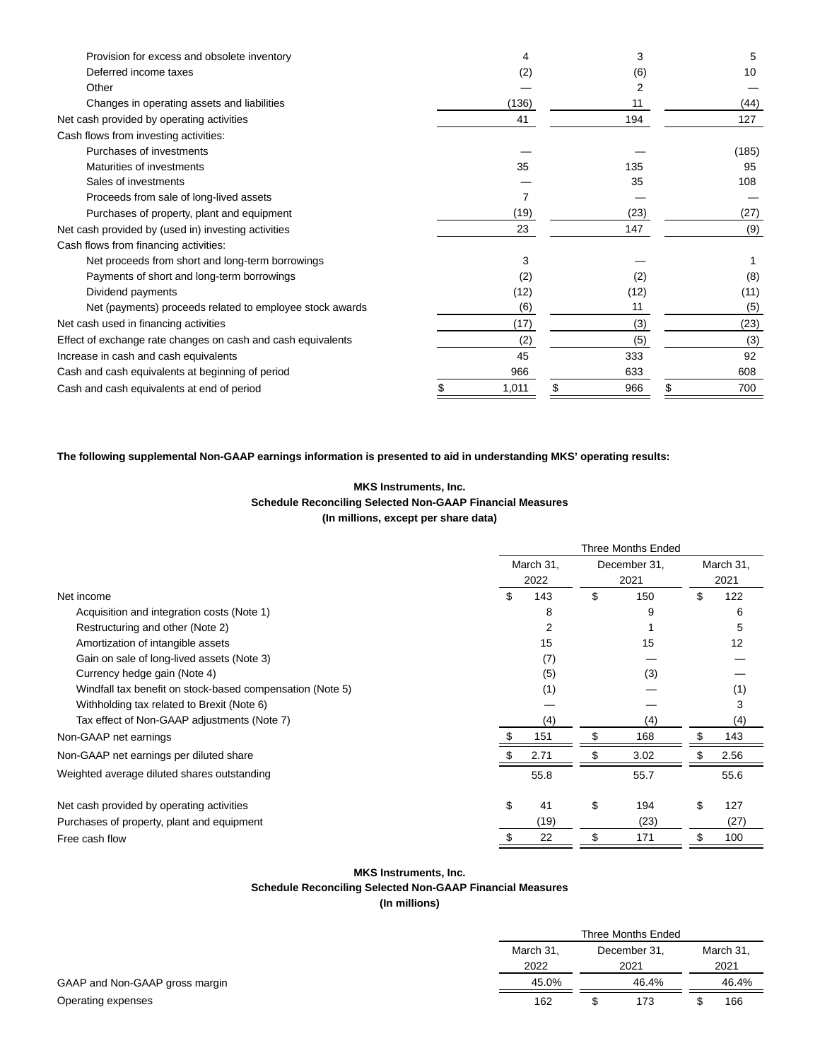| | | | |
|---|---|---|---|
| Provision for excess and obsolete inventory | 4 | 3 | 5 |
| Deferred income taxes | (2) | (6) | 10 |
| Other | — | 2 | — |
| Changes in operating assets and liabilities | (136) | 11 | (44) |
| Net cash provided by operating activities | 41 | 194 | 127 |
| Cash flows from investing activities: | | | |
| Purchases of investments | — | — | (185) |
| Maturities of investments | 35 | 135 | 95 |
| Sales of investments | — | 35 | 108 |
| Proceeds from sale of long-lived assets | 7 | — | — |
| Purchases of property, plant and equipment | (19) | (23) | (27) |
| Net cash provided by (used in) investing activities | 23 | 147 | (9) |
| Cash flows from financing activities: | | | |
| Net proceeds from short and long-term borrowings | 3 | — | 1 |
| Payments of short and long-term borrowings | (2) | (2) | (8) |
| Dividend payments | (12) | (12) | (11) |
| Net (payments) proceeds related to employee stock awards | (6) | 11 | (5) |
| Net cash used in financing activities | (17) | (3) | (23) |
| Effect of exchange rate changes on cash and cash equivalents | (2) | (5) | (3) |
| Increase in cash and cash equivalents | 45 | 333 | 92 |
| Cash and cash equivalents at beginning of period | 966 | 633 | 608 |
| Cash and cash equivalents at end of period | $ 1,011 | $ 966 | $ 700 |

**The following supplemental Non-GAAP earnings information is presented to aid in understanding MKS' operating results:**

**MKS Instruments, Inc.**
**Schedule Reconciling Selected Non-GAAP Financial Measures**
**(In millions, except per share data)**

| | Three Months Ended | | |
|---|---|---|---|
| | March 31, 2022 | December 31, 2021 | March 31, 2021 |
| Net income | $ 143 | $ 150 | $ 122 |
| Acquisition and integration costs (Note 1) | 8 | 9 | 6 |
| Restructuring and other (Note 2) | 2 | 1 | 5 |
| Amortization of intangible assets | 15 | 15 | 12 |
| Gain on sale of long-lived assets (Note 3) | (7) | — | — |
| Currency hedge gain (Note 4) | (5) | (3) | — |
| Windfall tax benefit on stock-based compensation (Note 5) | (1) | — | (1) |
| Withholding tax related to Brexit (Note 6) | — | — | 3 |
| Tax effect of Non-GAAP adjustments (Note 7) | (4) | (4) | (4) |
| Non-GAAP net earnings | $ 151 | $ 168 | $ 143 |
| Non-GAAP net earnings per diluted share | $ 2.71 | $ 3.02 | $ 2.56 |
| Weighted average diluted shares outstanding | 55.8 | 55.7 | 55.6 |
| | | | |
| Net cash provided by operating activities | $ 41 | $ 194 | $ 127 |
| Purchases of property, plant and equipment | (19) | (23) | (27) |
| Free cash flow | $ 22 | $ 171 | $ 100 |

**MKS Instruments, Inc.**
**Schedule Reconciling Selected Non-GAAP Financial Measures**
**(In millions)**

| | Three Months Ended | | |
|---|---|---|---|
| | March 31, 2022 | December 31, 2021 | March 31, 2021 |
| GAAP and Non-GAAP gross margin | 45.0% | 46.4% | 46.4% |
| Operating expenses | 162 | $ 173 | $ 166 |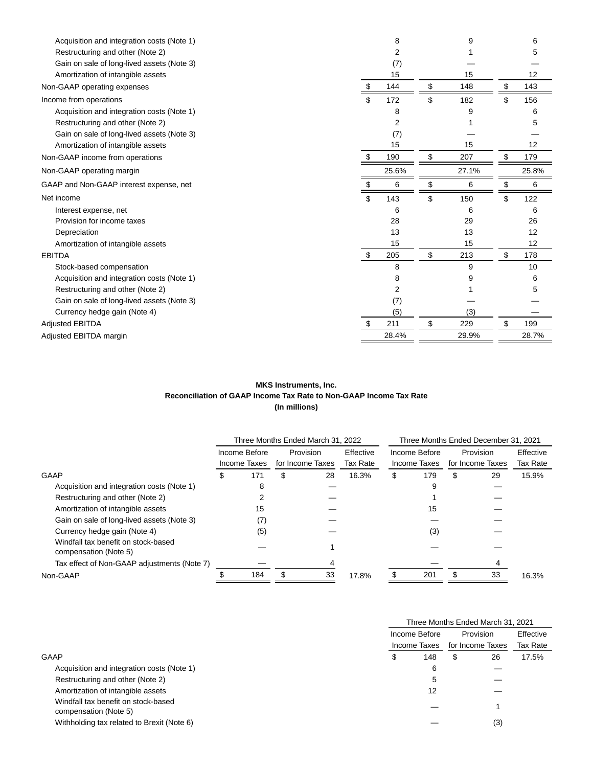| | | | |
|---|---|---|---|
| Acquisition and integration costs (Note 1) | 8 | 9 | 6 |
| Restructuring and other (Note 2) | 2 | 1 | 5 |
| Gain on sale of long-lived assets (Note 3) | (7) | — | — |
| Amortization of intangible assets | 15 | 15 | 12 |
| Non-GAAP operating expenses | $ 144 | $ 148 | $ 143 |
| Income from operations | $ 172 | $ 182 | $ 156 |
| Acquisition and integration costs (Note 1) | 8 | 9 | 6 |
| Restructuring and other (Note 2) | 2 | 1 | 5 |
| Gain on sale of long-lived assets (Note 3) | (7) | — | — |
| Amortization of intangible assets | 15 | 15 | 12 |
| Non-GAAP income from operations | $ 190 | $ 207 | $ 179 |
| Non-GAAP operating margin | 25.6% | 27.1% | 25.8% |
| GAAP and Non-GAAP interest expense, net | $ 6 | $ 6 | $ 6 |
| Net income | $ 143 | $ 150 | $ 122 |
| Interest expense, net | 6 | 6 | 6 |
| Provision for income taxes | 28 | 29 | 26 |
| Depreciation | 13 | 13 | 12 |
| Amortization of intangible assets | 15 | 15 | 12 |
| EBITDA | $ 205 | $ 213 | $ 178 |
| Stock-based compensation | 8 | 9 | 10 |
| Acquisition and integration costs (Note 1) | 8 | 9 | 6 |
| Restructuring and other (Note 2) | 2 | 1 | 5 |
| Gain on sale of long-lived assets (Note 3) | (7) | — | — |
| Currency hedge gain (Note 4) | (5) | (3) | — |
| Adjusted EBITDA | $ 211 | $ 229 | $ 199 |
| Adjusted EBITDA margin | 28.4% | 29.9% | 28.7% |

**MKS Instruments, Inc.**
**Reconciliation of GAAP Income Tax Rate to Non-GAAP Income Tax Rate**
**(In millions)**

| | Three Months Ended March 31, 2022 | | | Three Months Ended December 31, 2021 | | |
|---|---|---|---|---|---|---|
| | Income Before Income Taxes | Provision for Income Taxes | Effective Tax Rate | Income Before Income Taxes | Provision for Income Taxes | Effective Tax Rate |
| GAAP | $ 171 | $ 28 | 16.3% | $ 179 | $ 29 | 15.9% |
| Acquisition and integration costs (Note 1) | 8 | — | | 9 | — | |
| Restructuring and other (Note 2) | 2 | — | | 1 | — | |
| Amortization of intangible assets | 15 | — | | 15 | — | |
| Gain on sale of long-lived assets (Note 3) | (7) | — | | — | — | |
| Currency hedge gain (Note 4) | (5) | — | | (3) | — | |
| Windfall tax benefit on stock-based compensation (Note 5) | — | 1 | | — | — | |
| Tax effect of Non-GAAP adjustments (Note 7) | — | 4 | | — | 4 | |
| Non-GAAP | $ 184 | $ 33 | 17.8% | $ 201 | $ 33 | 16.3% |

| | Three Months Ended March 31, 2021 | | |
|---|---|---|---|
| | Income Before Income Taxes | Provision for Income Taxes | Effective Tax Rate |
| GAAP | $ 148 | $ 26 | 17.5% |
| Acquisition and integration costs (Note 1) | 6 | — | |
| Restructuring and other (Note 2) | 5 | — | |
| Amortization of intangible assets | 12 | — | |
| Windfall tax benefit on stock-based compensation (Note 5) | — | 1 | |
| Withholding tax related to Brexit (Note 6) | — | (3) | |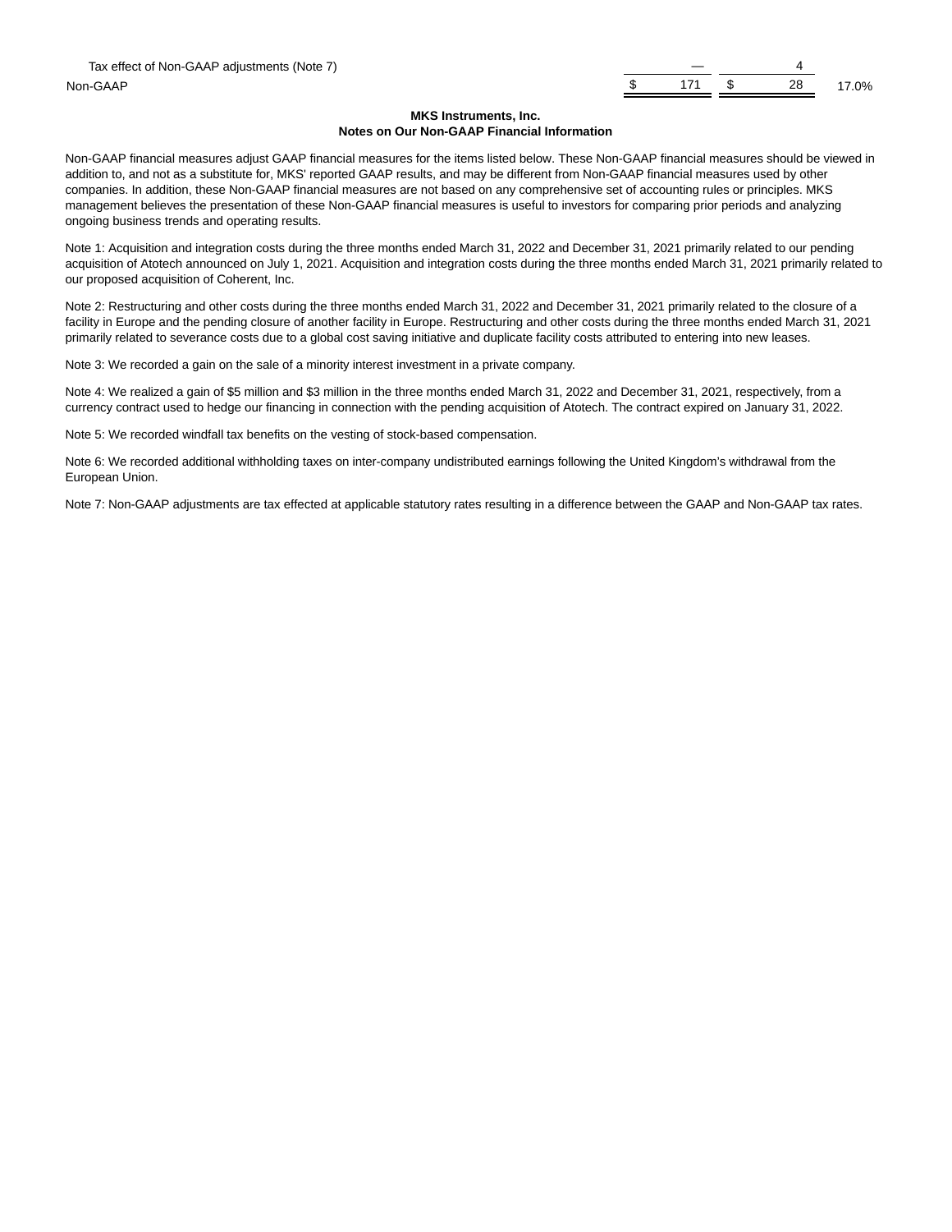| | | | |
|---|---|---|---|
| Tax effect of Non-GAAP adjustments (Note 7) | — | 4 | |
| Non-GAAP | $ 171 | $ 28 | 17.0% |

**MKS Instruments, Inc.**
**Notes on Our Non-GAAP Financial Information**

Non-GAAP financial measures adjust GAAP financial measures for the items listed below. These Non-GAAP financial measures should be viewed in addition to, and not as a substitute for, MKS' reported GAAP results, and may be different from Non-GAAP financial measures used by other companies. In addition, these Non-GAAP financial measures are not based on any comprehensive set of accounting rules or principles. MKS management believes the presentation of these Non-GAAP financial measures is useful to investors for comparing prior periods and analyzing ongoing business trends and operating results.

Note 1: Acquisition and integration costs during the three months ended March 31, 2022 and December 31, 2021 primarily related to our pending acquisition of Atotech announced on July 1, 2021. Acquisition and integration costs during the three months ended March 31, 2021 primarily related to our proposed acquisition of Coherent, Inc.

Note 2: Restructuring and other costs during the three months ended March 31, 2022 and December 31, 2021 primarily related to the closure of a facility in Europe and the pending closure of another facility in Europe. Restructuring and other costs during the three months ended March 31, 2021 primarily related to severance costs due to a global cost saving initiative and duplicate facility costs attributed to entering into new leases.

Note 3: We recorded a gain on the sale of a minority interest investment in a private company.

Note 4: We realized a gain of $5 million and $3 million in the three months ended March 31, 2022 and December 31, 2021, respectively, from a currency contract used to hedge our financing in connection with the pending acquisition of Atotech. The contract expired on January 31, 2022.

Note 5: We recorded windfall tax benefits on the vesting of stock-based compensation.

Note 6: We recorded additional withholding taxes on inter-company undistributed earnings following the United Kingdom's withdrawal from the European Union.

Note 7: Non-GAAP adjustments are tax effected at applicable statutory rates resulting in a difference between the GAAP and Non-GAAP tax rates.